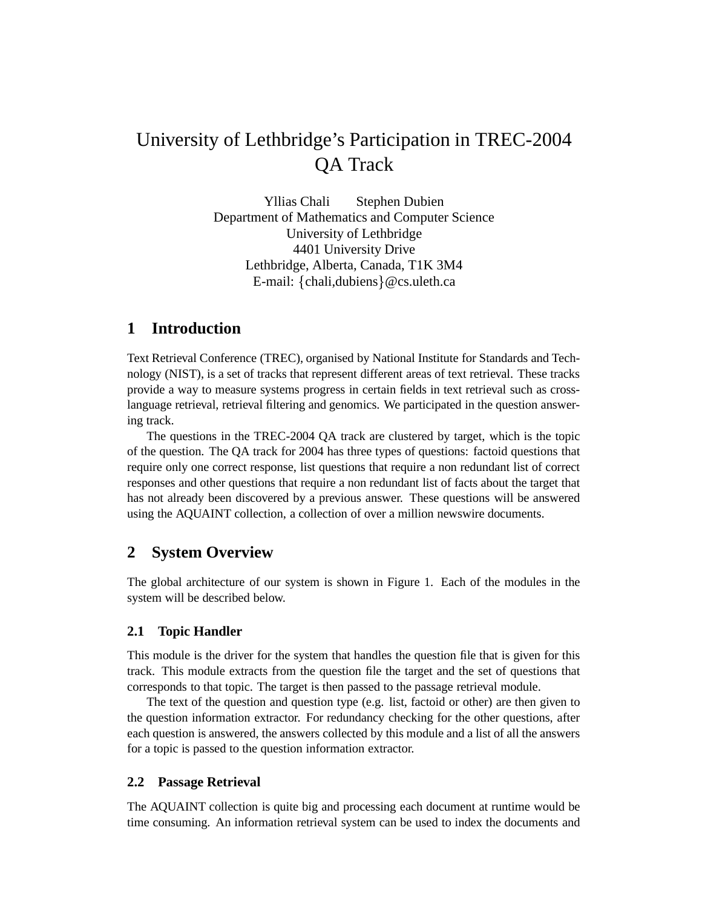# University of Lethbridge's Participation in TREC-2004 QA Track

Yllias Chali  Stephen Dubien
Department of Mathematics and Computer Science
University of Lethbridge
4401 University Drive
Lethbridge, Alberta, Canada, T1K 3M4
E-mail: {chali,dubiens}@cs.uleth.ca

## 1 Introduction

Text Retrieval Conference (TREC), organised by National Institute for Standards and Technology (NIST), is a set of tracks that represent different areas of text retrieval. These tracks provide a way to measure systems progress in certain fields in text retrieval such as cross-language retrieval, retrieval filtering and genomics. We participated in the question answering track.

The questions in the TREC-2004 QA track are clustered by target, which is the topic of the question. The QA track for 2004 has three types of questions: factoid questions that require only one correct response, list questions that require a non redundant list of correct responses and other questions that require a non redundant list of facts about the target that has not already been discovered by a previous answer. These questions will be answered using the AQUAINT collection, a collection of over a million newswire documents.

## 2 System Overview

The global architecture of our system is shown in Figure 1. Each of the modules in the system will be described below.

### 2.1 Topic Handler

This module is the driver for the system that handles the question file that is given for this track. This module extracts from the question file the target and the set of questions that corresponds to that topic. The target is then passed to the passage retrieval module.

The text of the question and question type (e.g. list, factoid or other) are then given to the question information extractor. For redundancy checking for the other questions, after each question is answered, the answers collected by this module and a list of all the answers for a topic is passed to the question information extractor.

### 2.2 Passage Retrieval

The AQUAINT collection is quite big and processing each document at runtime would be time consuming. An information retrieval system can be used to index the documents and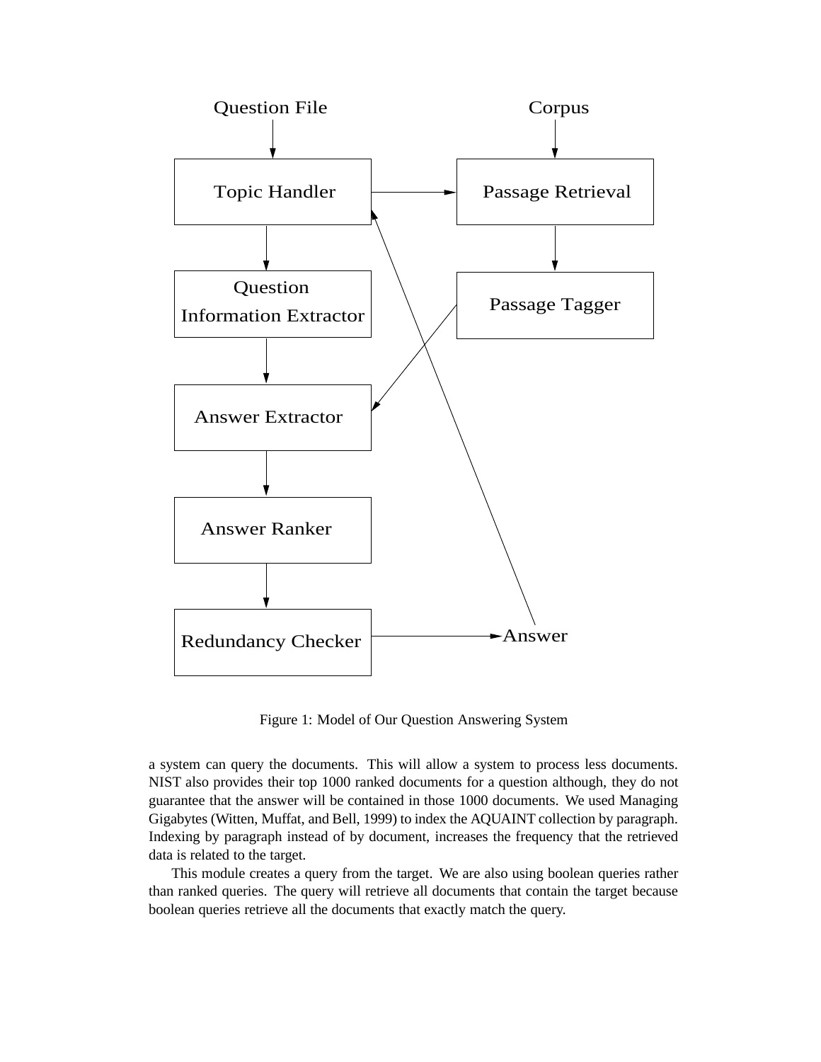Figure 1: Model of Our Question Answering System

a system can query the documents. This will allow a system to process less documents. NIST also provides their top 1000 ranked documents for a question although, they do not guarantee that the answer will be contained in those 1000 documents. We used Managing Gigabytes (Witten, Muffat, and Bell, 1999) to index the AQUAINT collection by paragraph. Indexing by paragraph instead of by document, increases the frequency that the retrieved data is related to the target.

This module creates a query from the target. We are also using boolean queries rather than ranked queries. The query will retrieve all documents that contain the target because boolean queries retrieve all the documents that exactly match the query.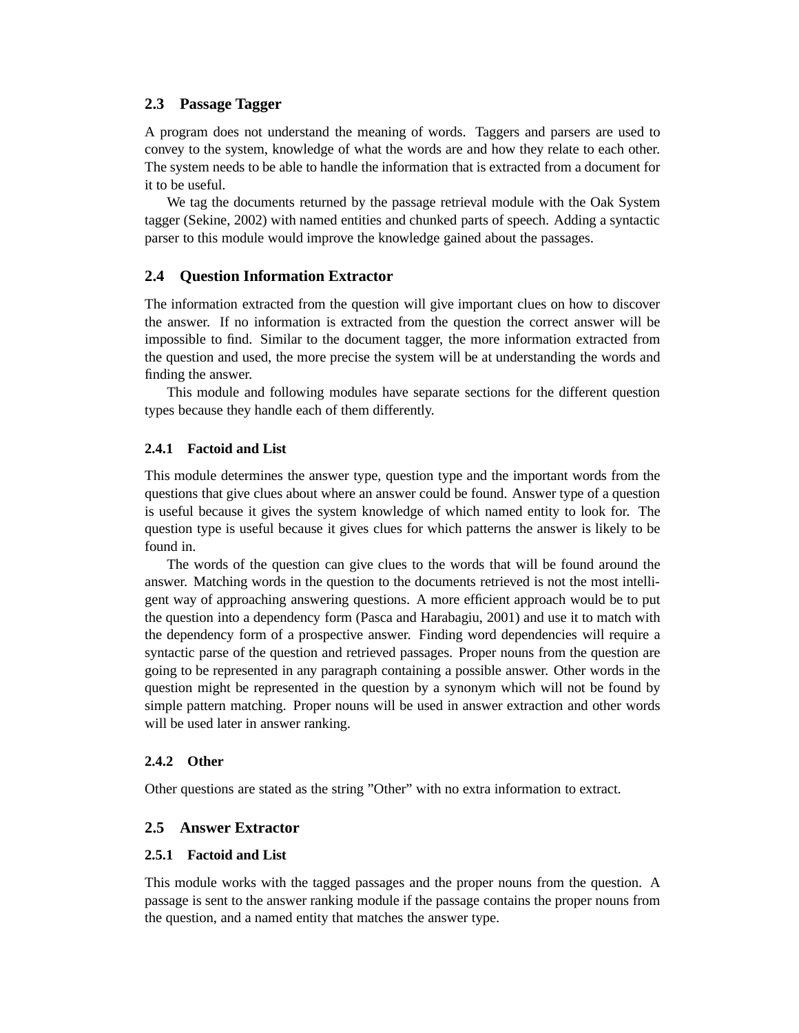## 2.3 Passage Tagger

A program does not understand the meaning of words. Taggers and parsers are used to convey to the system, knowledge of what the words are and how they relate to each other. The system needs to be able to handle the information that is extracted from a document for it to be useful.

We tag the documents returned by the passage retrieval module with the Oak System tagger (Sekine, 2002) with named entities and chunked parts of speech. Adding a syntactic parser to this module would improve the knowledge gained about the passages.

## 2.4 Question Information Extractor

The information extracted from the question will give important clues on how to discover the answer. If no information is extracted from the question the correct answer will be impossible to find. Similar to the document tagger, the more information extracted from the question and used, the more precise the system will be at understanding the words and finding the answer.

This module and following modules have separate sections for the different question types because they handle each of them differently.

### 2.4.1 Factoid and List

This module determines the answer type, question type and the important words from the questions that give clues about where an answer could be found. Answer type of a question is useful because it gives the system knowledge of which named entity to look for. The question type is useful because it gives clues for which patterns the answer is likely to be found in.

The words of the question can give clues to the words that will be found around the answer. Matching words in the question to the documents retrieved is not the most intelligent way of approaching answering questions. A more efficient approach would be to put the question into a dependency form (Pasca and Harabagiu, 2001) and use it to match with the dependency form of a prospective answer. Finding word dependencies will require a syntactic parse of the question and retrieved passages. Proper nouns from the question are going to be represented in any paragraph containing a possible answer. Other words in the question might be represented in the question by a synonym which will not be found by simple pattern matching. Proper nouns will be used in answer extraction and other words will be used later in answer ranking.

### 2.4.2 Other

Other questions are stated as the string "Other" with no extra information to extract.

## 2.5 Answer Extractor

### 2.5.1 Factoid and List

This module works with the tagged passages and the proper nouns from the question. A passage is sent to the answer ranking module if the passage contains the proper nouns from the question, and a named entity that matches the answer type.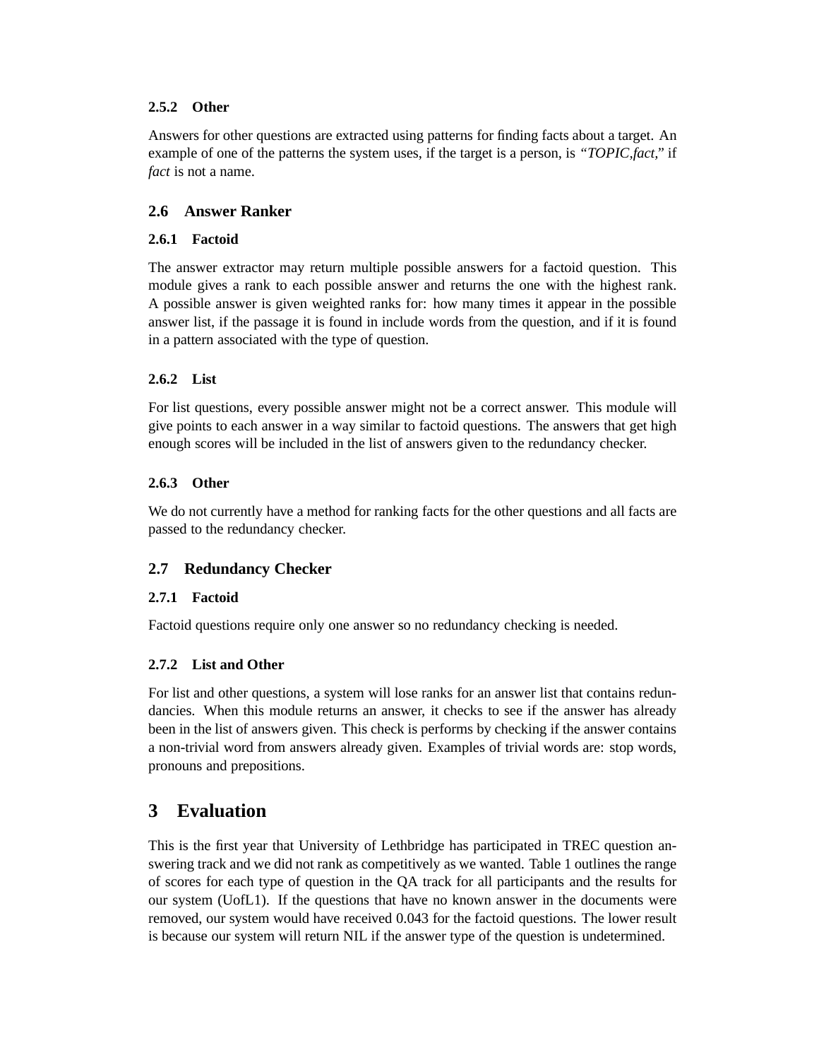#### 2.5.2 Other

Answers for other questions are extracted using patterns for finding facts about a target. An example of one of the patterns the system uses, if the target is a person, is *"TOPIC,fact,"* if *fact* is not a name.

### 2.6 Answer Ranker

#### 2.6.1 Factoid

The answer extractor may return multiple possible answers for a factoid question. This module gives a rank to each possible answer and returns the one with the highest rank. A possible answer is given weighted ranks for: how many times it appear in the possible answer list, if the passage it is found in include words from the question, and if it is found in a pattern associated with the type of question.

#### 2.6.2 List

For list questions, every possible answer might not be a correct answer. This module will give points to each answer in a way similar to factoid questions. The answers that get high enough scores will be included in the list of answers given to the redundancy checker.

#### 2.6.3 Other

We do not currently have a method for ranking facts for the other questions and all facts are passed to the redundancy checker.

### 2.7 Redundancy Checker

#### 2.7.1 Factoid

Factoid questions require only one answer so no redundancy checking is needed.

#### 2.7.2 List and Other

For list and other questions, a system will lose ranks for an answer list that contains redundancies. When this module returns an answer, it checks to see if the answer has already been in the list of answers given. This check is performs by checking if the answer contains a non-trivial word from answers already given. Examples of trivial words are: stop words, pronouns and prepositions.

## 3 Evaluation

This is the first year that University of Lethbridge has participated in TREC question answering track and we did not rank as competitively as we wanted. Table 1 outlines the range of scores for each type of question in the QA track for all participants and the results for our system (UofL1). If the questions that have no known answer in the documents were removed, our system would have received 0.043 for the factoid questions. The lower result is because our system will return NIL if the answer type of the question is undetermined.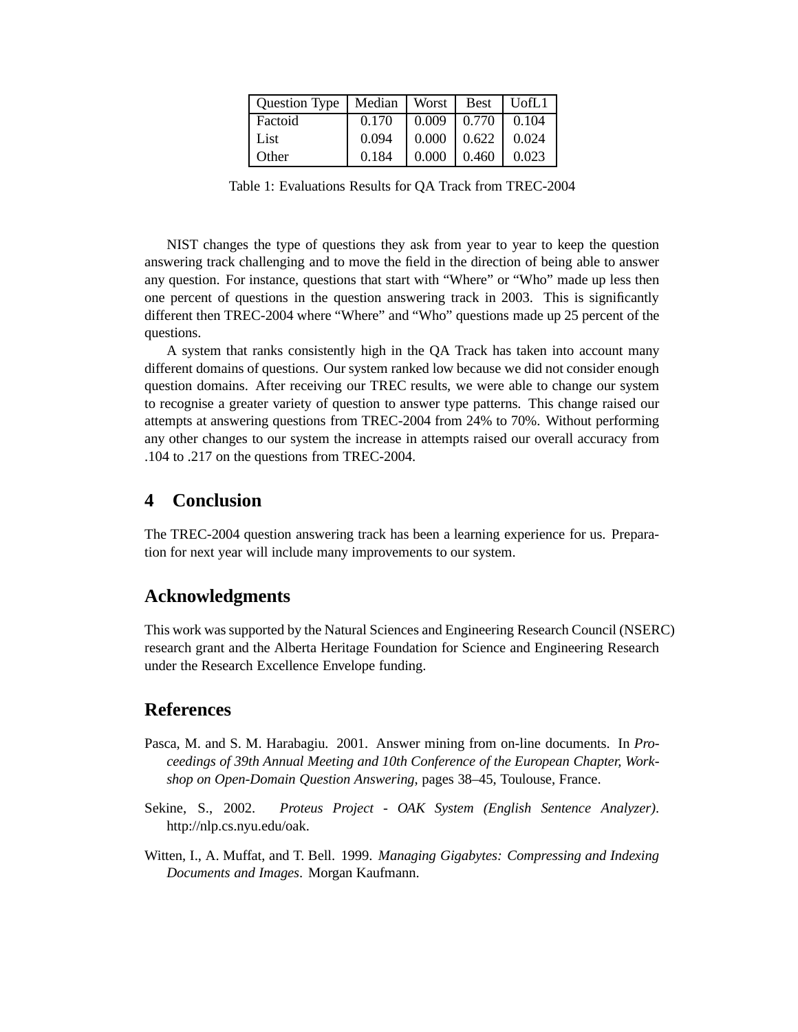| Question Type | Median | Worst | Best | UofL1 |
|---|---|---|---|---|
| Factoid | 0.170 | 0.009 | 0.770 | 0.104 |
| List | 0.094 | 0.000 | 0.622 | 0.024 |
| Other | 0.184 | 0.000 | 0.460 | 0.023 |

Table 1: Evaluations Results for QA Track from TREC-2004

NIST changes the type of questions they ask from year to year to keep the question answering track challenging and to move the field in the direction of being able to answer any question. For instance, questions that start with “Where” or “Who” made up less then one percent of questions in the question answering track in 2003. This is significantly different then TREC-2004 where “Where” and “Who” questions made up 25 percent of the questions.

A system that ranks consistently high in the QA Track has taken into account many different domains of questions. Our system ranked low because we did not consider enough question domains. After receiving our TREC results, we were able to change our system to recognise a greater variety of question to answer type patterns. This change raised our attempts at answering questions from TREC-2004 from 24% to 70%. Without performing any other changes to our system the increase in attempts raised our overall accuracy from .104 to .217 on the questions from TREC-2004.

## 4 Conclusion

The TREC-2004 question answering track has been a learning experience for us. Preparation for next year will include many improvements to our system.

## Acknowledgments

This work was supported by the Natural Sciences and Engineering Research Council (NSERC) research grant and the Alberta Heritage Foundation for Science and Engineering Research under the Research Excellence Envelope funding.

## References

Pasca, M. and S. M. Harabagiu. 2001. Answer mining from on-line documents. In *Proceedings of 39th Annual Meeting and 10th Conference of the European Chapter, Workshop on Open-Domain Question Answering*, pages 38–45, Toulouse, France.

Sekine, S., 2002. *Proteus Project - OAK System (English Sentence Analyzer)*. http://nlp.cs.nyu.edu/oak.

Witten, I., A. Muffat, and T. Bell. 1999. *Managing Gigabytes: Compressing and Indexing Documents and Images*. Morgan Kaufmann.